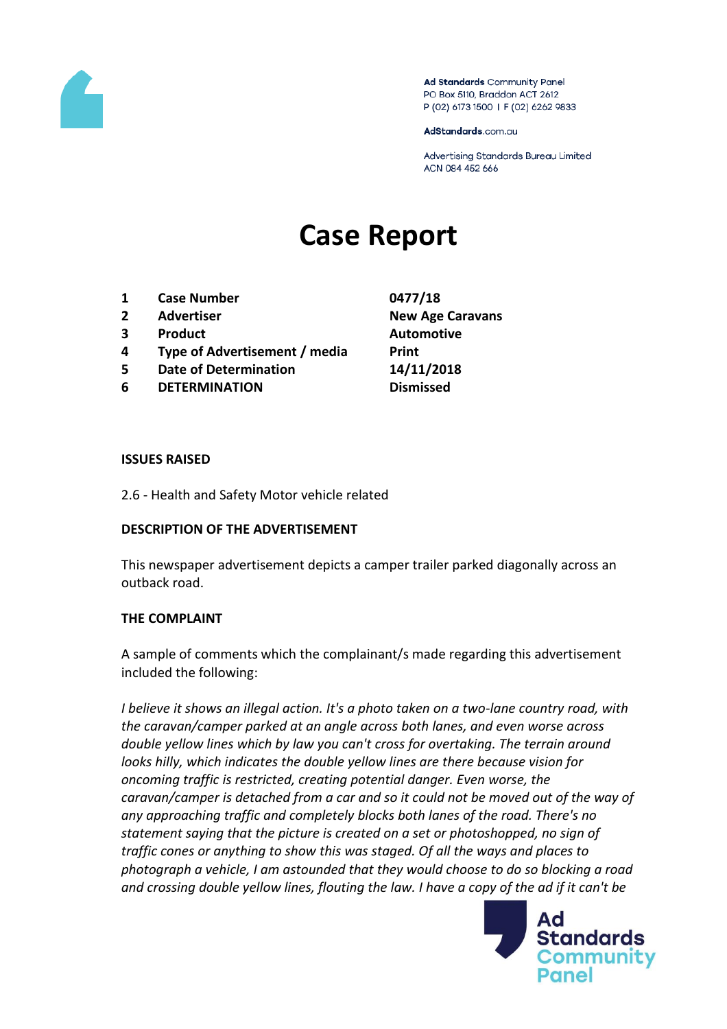Ad Standards Community Panel
PO Box 5110, Braddon ACT 2612
P (02) 6173 1500 | F (02) 6262 9833

AdStandards.com.au

Advertising Standards Bureau Limited
ACN 084 452 666

# Case Report

| | | |
|---|---|---|
| 1 | **Case Number** | **0477/18** |
| 2 | **Advertiser** | **New Age Caravans** |
| 3 | **Product** | **Automotive** |
| 4 | **Type of Advertisement / media** | **Print** |
| 5 | **Date of Determination** | **14/11/2018** |
| 6 | **DETERMINATION** | **Dismissed** |

**ISSUES RAISED**

2.6 - Health and Safety Motor vehicle related

**DESCRIPTION OF THE ADVERTISEMENT**

This newspaper advertisement depicts a camper trailer parked diagonally across an outback road.

**THE COMPLAINT**

A sample of comments which the complainant/s made regarding this advertisement included the following:

*I believe it shows an illegal action. It's a photo taken on a two-lane country road, with the caravan/camper parked at an angle across both lanes, and even worse across double yellow lines which by law you can't cross for overtaking. The terrain around looks hilly, which indicates the double yellow lines are there because vision for oncoming traffic is restricted, creating potential danger. Even worse, the caravan/camper is detached from a car and so it could not be moved out of the way of any approaching traffic and completely blocks both lanes of the road. There's no statement saying that the picture is created on a set or photoshopped, no sign of traffic cones or anything to show this was staged. Of all the ways and places to photograph a vehicle, I am astounded that they would choose to do so blocking a road and crossing double yellow lines, flouting the law. I have a copy of the ad if it can't be*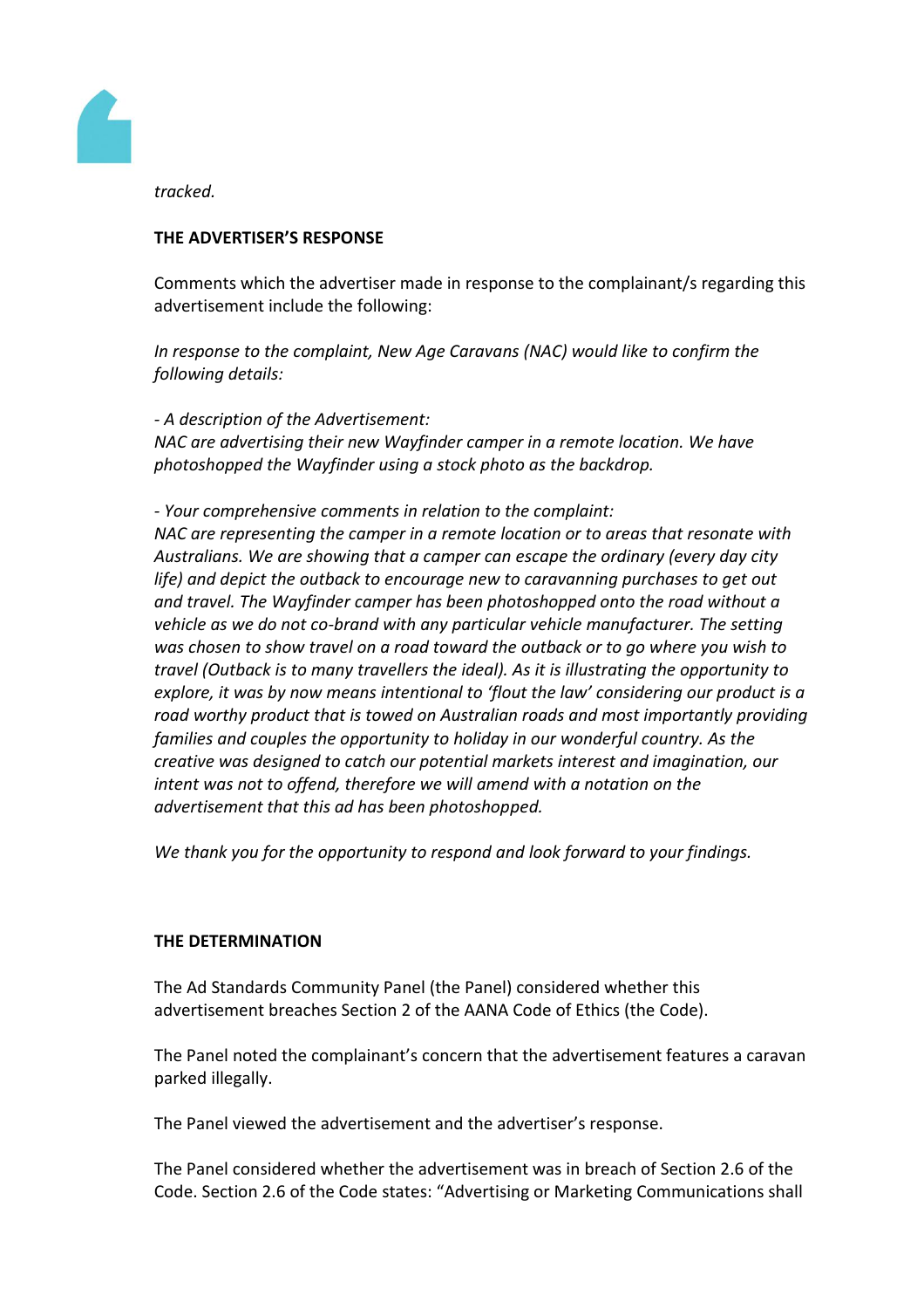*tracked.*

**THE ADVERTISER'S RESPONSE**

Comments which the advertiser made in response to the complainant/s regarding this advertisement include the following:

*In response to the complaint, New Age Caravans (NAC) would like to confirm the following details:*

*- A description of the Advertisement:*
*NAC are advertising their new Wayfinder camper in a remote location. We have photoshopped the Wayfinder using a stock photo as the backdrop.*

*- Your comprehensive comments in relation to the complaint:*
*NAC are representing the camper in a remote location or to areas that resonate with Australians. We are showing that a camper can escape the ordinary (every day city life) and depict the outback to encourage new to caravanning purchases to get out and travel. The Wayfinder camper has been photoshopped onto the road without a vehicle as we do not co-brand with any particular vehicle manufacturer. The setting was chosen to show travel on a road toward the outback or to go where you wish to travel (Outback is to many travellers the ideal). As it is illustrating the opportunity to explore, it was by now means intentional to 'flout the law' considering our product is a road worthy product that is towed on Australian roads and most importantly providing families and couples the opportunity to holiday in our wonderful country. As the creative was designed to catch our potential markets interest and imagination, our intent was not to offend, therefore we will amend with a notation on the advertisement that this ad has been photoshopped.*

*We thank you for the opportunity to respond and look forward to your findings.*

**THE DETERMINATION**

The Ad Standards Community Panel (the Panel) considered whether this advertisement breaches Section 2 of the AANA Code of Ethics (the Code).

The Panel noted the complainant's concern that the advertisement features a caravan parked illegally.

The Panel viewed the advertisement and the advertiser's response.

The Panel considered whether the advertisement was in breach of Section 2.6 of the Code. Section 2.6 of the Code states: "Advertising or Marketing Communications shall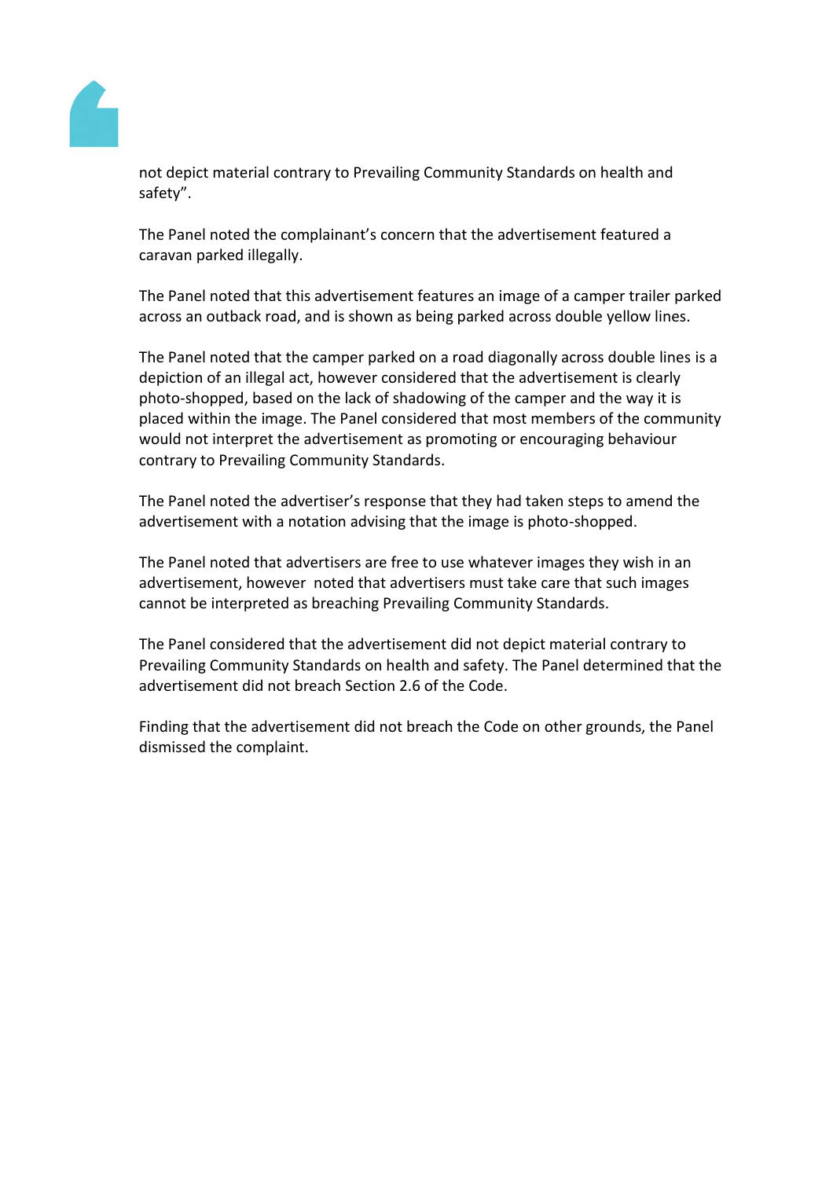not depict material contrary to Prevailing Community Standards on health and safety".

The Panel noted the complainant's concern that the advertisement featured a caravan parked illegally.

The Panel noted that this advertisement features an image of a camper trailer parked across an outback road, and is shown as being parked across double yellow lines.

The Panel noted that the camper parked on a road diagonally across double lines is a depiction of an illegal act, however considered that the advertisement is clearly photo-shopped, based on the lack of shadowing of the camper and the way it is placed within the image. The Panel considered that most members of the community would not interpret the advertisement as promoting or encouraging behaviour contrary to Prevailing Community Standards.

The Panel noted the advertiser's response that they had taken steps to amend the advertisement with a notation advising that the image is photo-shopped.

The Panel noted that advertisers are free to use whatever images they wish in an advertisement, however noted that advertisers must take care that such images cannot be interpreted as breaching Prevailing Community Standards.

The Panel considered that the advertisement did not depict material contrary to Prevailing Community Standards on health and safety. The Panel determined that the advertisement did not breach Section 2.6 of the Code.

Finding that the advertisement did not breach the Code on other grounds, the Panel dismissed the complaint.